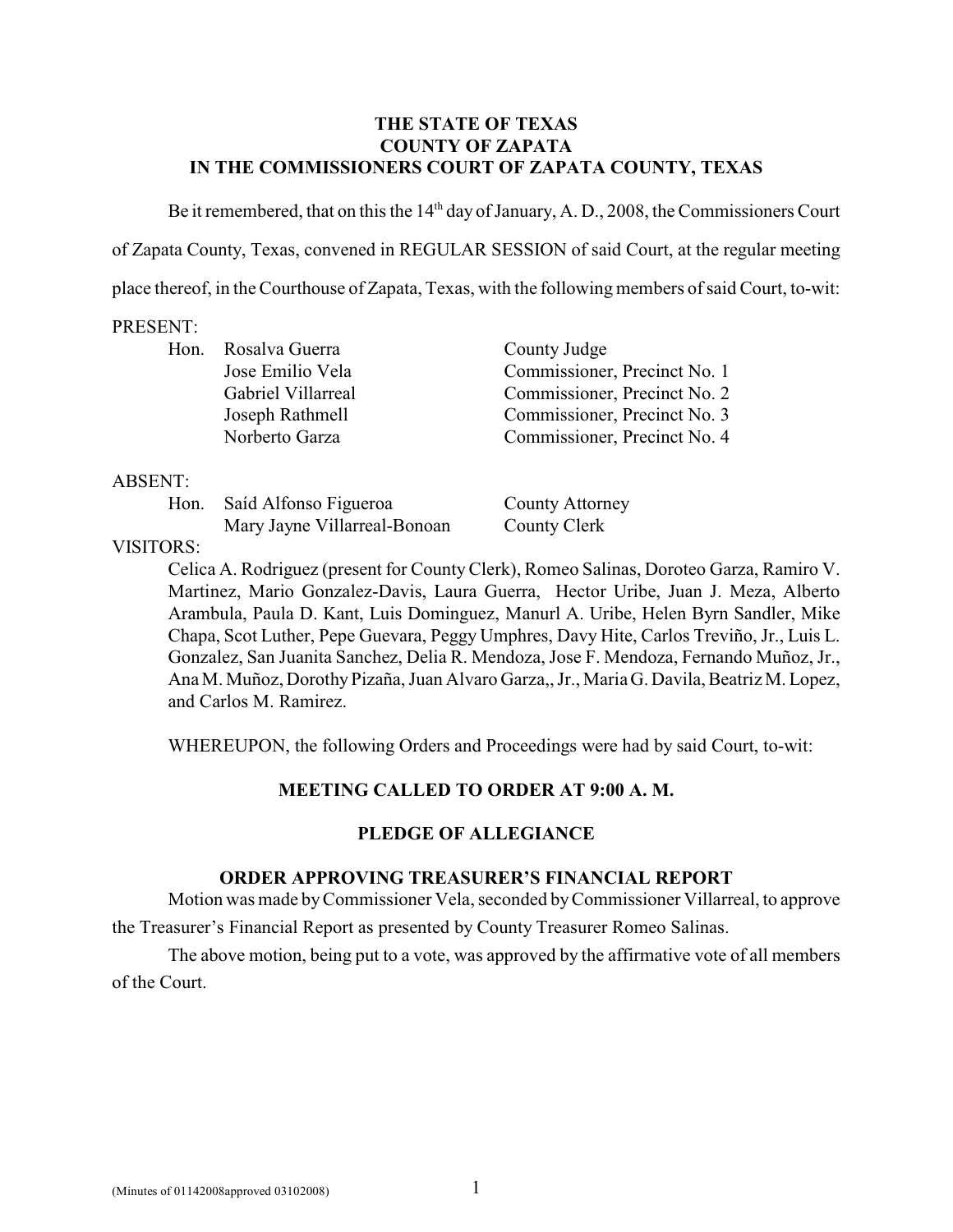**THE STATE OF TEXAS**
**COUNTY OF ZAPATA**
**IN THE COMMISSIONERS COURT OF ZAPATA COUNTY, TEXAS**

Be it remembered, that on this the 14th day of January, A. D., 2008, the Commissioners Court of Zapata County, Texas, convened in REGULAR SESSION of said Court, at the regular meeting place thereof, in the Courthouse of Zapata, Texas, with the following members of said Court, to-wit:

PRESENT:

| | | |
|---|---|---|
| Hon. | Rosalva Guerra | County Judge |
| | Jose Emilio Vela | Commissioner, Precinct No. 1 |
| | Gabriel Villarreal | Commissioner, Precinct No. 2 |
| | Joseph Rathmell | Commissioner, Precinct No. 3 |
| | Norberto Garza | Commissioner, Precinct No. 4 |

ABSENT:

| | | |
|---|---|---|
| Hon. | Saíd Alfonso Figueroa | County Attorney |
| | Mary Jayne Villarreal-Bonoan | County Clerk |

VISITORS:

Celica A. Rodriguez (present for County Clerk), Romeo Salinas, Doroteo Garza, Ramiro V. Martinez, Mario Gonzalez-Davis, Laura Guerra, Hector Uribe, Juan J. Meza, Alberto Arambula, Paula D. Kant, Luis Dominguez, Manurl A. Uribe, Helen Byrn Sandler, Mike Chapa, Scot Luther, Pepe Guevara, Peggy Umphres, Davy Hite, Carlos Treviño, Jr., Luis L. Gonzalez, San Juanita Sanchez, Delia R. Mendoza, Jose F. Mendoza, Fernando Muñoz, Jr., Ana M. Muñoz, Dorothy Pizaña, Juan Alvaro Garza,, Jr., Maria G. Davila, Beatriz M. Lopez, and Carlos M. Ramirez.

WHEREUPON, the following Orders and Proceedings were had by said Court, to-wit:

**MEETING CALLED TO ORDER AT 9:00 A. M.**

**PLEDGE OF ALLEGIANCE**

**ORDER APPROVING TREASURER'S FINANCIAL REPORT**

Motion was made by Commissioner Vela, seconded by Commissioner Villarreal, to approve the Treasurer's Financial Report as presented by County Treasurer Romeo Salinas.

The above motion, being put to a vote, was approved by the affirmative vote of all members of the Court.

(Minutes of 01142008approved 03102008)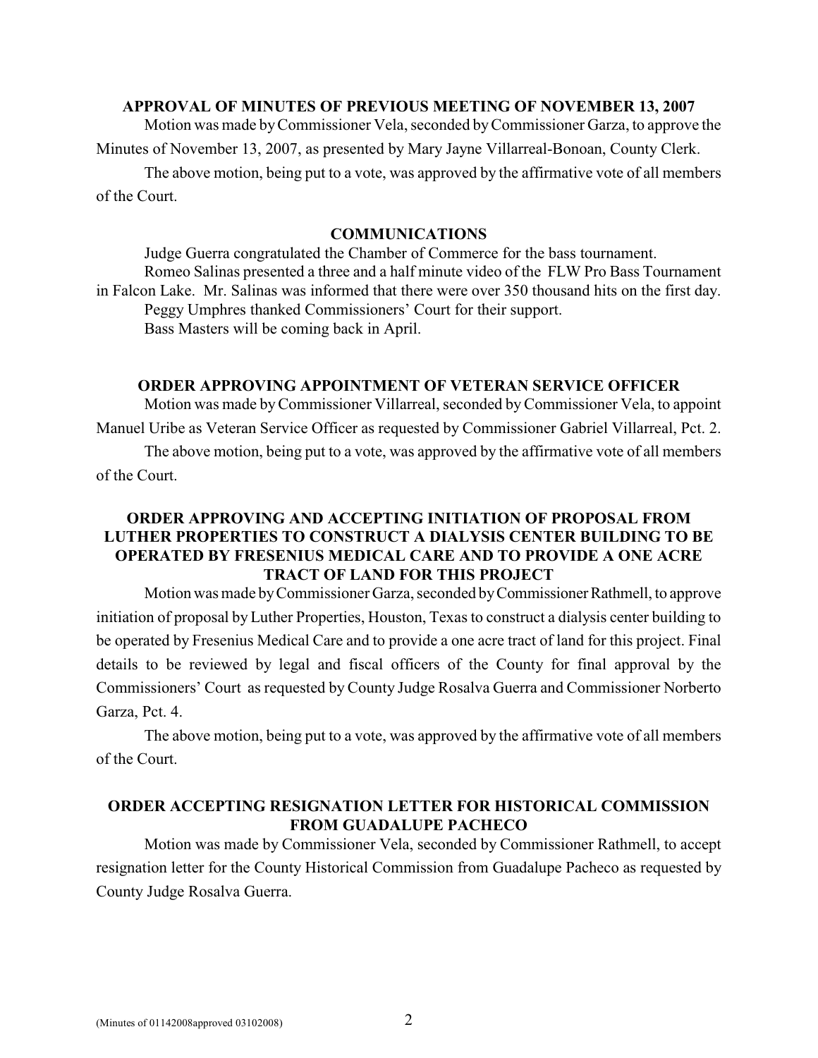**APPROVAL OF MINUTES OF PREVIOUS MEETING OF NOVEMBER 13, 2007**

Motion was made by Commissioner Vela, seconded by Commissioner Garza, to approve the Minutes of November 13, 2007, as presented by Mary Jayne Villarreal-Bonoan, County Clerk.

The above motion, being put to a vote, was approved by the affirmative vote of all members of the Court.

**COMMUNICATIONS**

Judge Guerra congratulated the Chamber of Commerce for the bass tournament.

Romeo Salinas presented a three and a half minute video of the FLW Pro Bass Tournament in Falcon Lake. Mr. Salinas was informed that there were over 350 thousand hits on the first day.

Peggy Umphres thanked Commissioners' Court for their support.

Bass Masters will be coming back in April.

**ORDER APPROVING APPOINTMENT OF VETERAN SERVICE OFFICER**

Motion was made by Commissioner Villarreal, seconded by Commissioner Vela, to appoint Manuel Uribe as Veteran Service Officer as requested by Commissioner Gabriel Villarreal, Pct. 2.

The above motion, being put to a vote, was approved by the affirmative vote of all members of the Court.

**ORDER APPROVING AND ACCEPTING INITIATION OF PROPOSAL FROM LUTHER PROPERTIES TO CONSTRUCT A DIALYSIS CENTER BUILDING TO BE OPERATED BY FRESENIUS MEDICAL CARE AND TO PROVIDE A ONE ACRE TRACT OF LAND FOR THIS PROJECT**

Motion was made by Commissioner Garza, seconded by Commissioner Rathmell, to approve initiation of proposal by Luther Properties, Houston, Texas to construct a dialysis center building to be operated by Fresenius Medical Care and to provide a one acre tract of land for this project. Final details to be reviewed by legal and fiscal officers of the County for final approval by the Commissioners' Court as requested by County Judge Rosalva Guerra and Commissioner Norberto Garza, Pct. 4.

The above motion, being put to a vote, was approved by the affirmative vote of all members of the Court.

**ORDER ACCEPTING RESIGNATION LETTER FOR HISTORICAL COMMISSION FROM GUADALUPE PACHECO**

Motion was made by Commissioner Vela, seconded by Commissioner Rathmell, to accept resignation letter for the County Historical Commission from Guadalupe Pacheco as requested by County Judge Rosalva Guerra.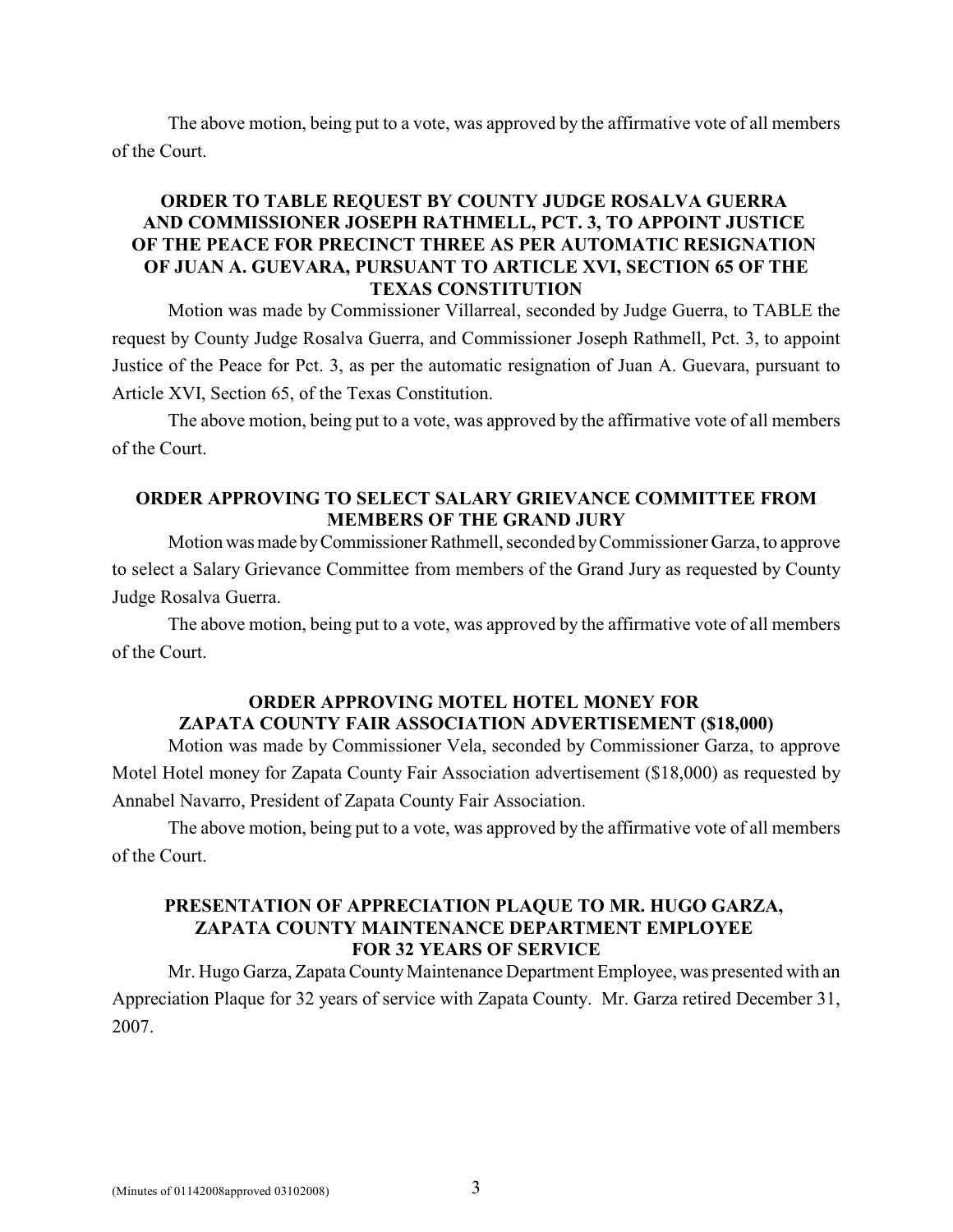The above motion, being put to a vote, was approved by the affirmative vote of all members of the Court.

**ORDER TO TABLE REQUEST BY COUNTY JUDGE ROSALVA GUERRA AND COMMISSIONER JOSEPH RATHMELL, PCT. 3, TO APPOINT JUSTICE OF THE PEACE FOR PRECINCT THREE AS PER AUTOMATIC RESIGNATION OF JUAN A. GUEVARA, PURSUANT TO ARTICLE XVI, SECTION 65 OF THE TEXAS CONSTITUTION**

Motion was made by Commissioner Villarreal, seconded by Judge Guerra, to TABLE the request by County Judge Rosalva Guerra, and Commissioner Joseph Rathmell, Pct. 3, to appoint Justice of the Peace for Pct. 3, as per the automatic resignation of Juan A. Guevara, pursuant to Article XVI, Section 65, of the Texas Constitution.

The above motion, being put to a vote, was approved by the affirmative vote of all members of the Court.

**ORDER APPROVING TO SELECT SALARY GRIEVANCE COMMITTEE FROM MEMBERS OF THE GRAND JURY**

Motion was made by Commissioner Rathmell, seconded by Commissioner Garza, to approve to select a Salary Grievance Committee from members of the Grand Jury as requested by County Judge Rosalva Guerra.

The above motion, being put to a vote, was approved by the affirmative vote of all members of the Court.

**ORDER APPROVING MOTEL HOTEL MONEY FOR ZAPATA COUNTY FAIR ASSOCIATION ADVERTISEMENT ($18,000)**

Motion was made by Commissioner Vela, seconded by Commissioner Garza, to approve Motel Hotel money for Zapata County Fair Association advertisement ($18,000) as requested by Annabel Navarro, President of Zapata County Fair Association.

The above motion, being put to a vote, was approved by the affirmative vote of all members of the Court.

**PRESENTATION OF APPRECIATION PLAQUE TO MR. HUGO GARZA, ZAPATA COUNTY MAINTENANCE DEPARTMENT EMPLOYEE FOR 32 YEARS OF SERVICE**

Mr. Hugo Garza, Zapata County Maintenance Department Employee, was presented with an Appreciation Plaque for 32 years of service with Zapata County. Mr. Garza retired December 31, 2007.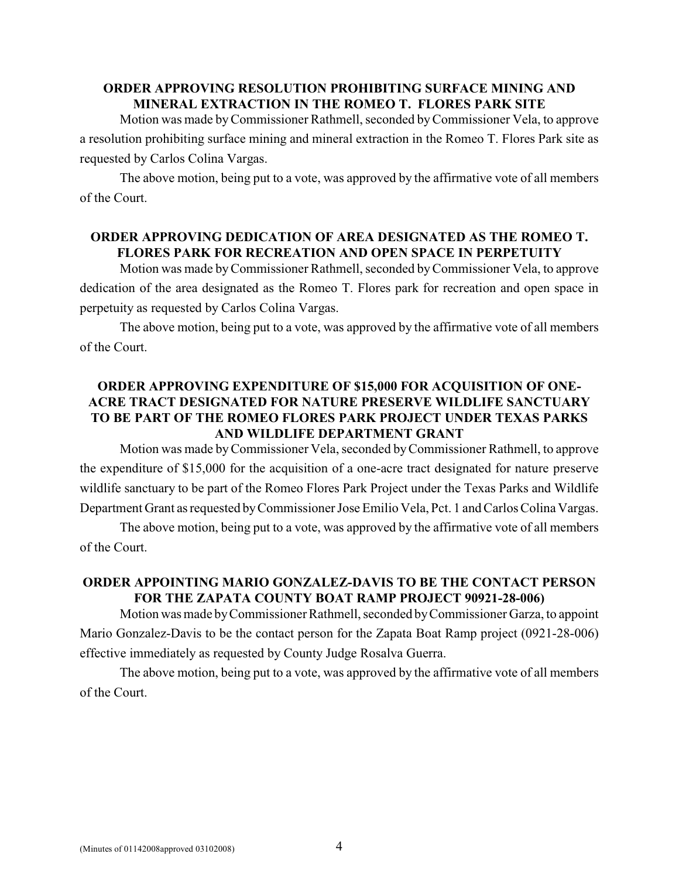**ORDER APPROVING RESOLUTION PROHIBITING SURFACE MINING AND MINERAL EXTRACTION IN THE ROMEO T. FLORES PARK SITE**

Motion was made by Commissioner Rathmell, seconded by Commissioner Vela, to approve a resolution prohibiting surface mining and mineral extraction in the Romeo T. Flores Park site as requested by Carlos Colina Vargas.

The above motion, being put to a vote, was approved by the affirmative vote of all members of the Court.

**ORDER APPROVING DEDICATION OF AREA DESIGNATED AS THE ROMEO T. FLORES PARK FOR RECREATION AND OPEN SPACE IN PERPETUITY**

Motion was made by Commissioner Rathmell, seconded by Commissioner Vela, to approve dedication of the area designated as the Romeo T. Flores park for recreation and open space in perpetuity as requested by Carlos Colina Vargas.

The above motion, being put to a vote, was approved by the affirmative vote of all members of the Court.

**ORDER APPROVING EXPENDITURE OF $15,000 FOR ACQUISITION OF ONE-ACRE TRACT DESIGNATED FOR NATURE PRESERVE WILDLIFE SANCTUARY TO BE PART OF THE ROMEO FLORES PARK PROJECT UNDER TEXAS PARKS AND WILDLIFE DEPARTMENT GRANT**

Motion was made by Commissioner Vela, seconded by Commissioner Rathmell, to approve the expenditure of $15,000 for the acquisition of a one-acre tract designated for nature preserve wildlife sanctuary to be part of the Romeo Flores Park Project under the Texas Parks and Wildlife Department Grant as requested by Commissioner Jose Emilio Vela, Pct. 1 and Carlos Colina Vargas.

The above motion, being put to a vote, was approved by the affirmative vote of all members of the Court.

**ORDER APPOINTING MARIO GONZALEZ-DAVIS TO BE THE CONTACT PERSON FOR THE ZAPATA COUNTY BOAT RAMP PROJECT 90921-28-006)**

Motion was made by Commissioner Rathmell, seconded by Commissioner Garza, to appoint Mario Gonzalez-Davis to be the contact person for the Zapata Boat Ramp project (0921-28-006) effective immediately as requested by County Judge Rosalva Guerra.

The above motion, being put to a vote, was approved by the affirmative vote of all members of the Court.

(Minutes of 01142008approved 03102008)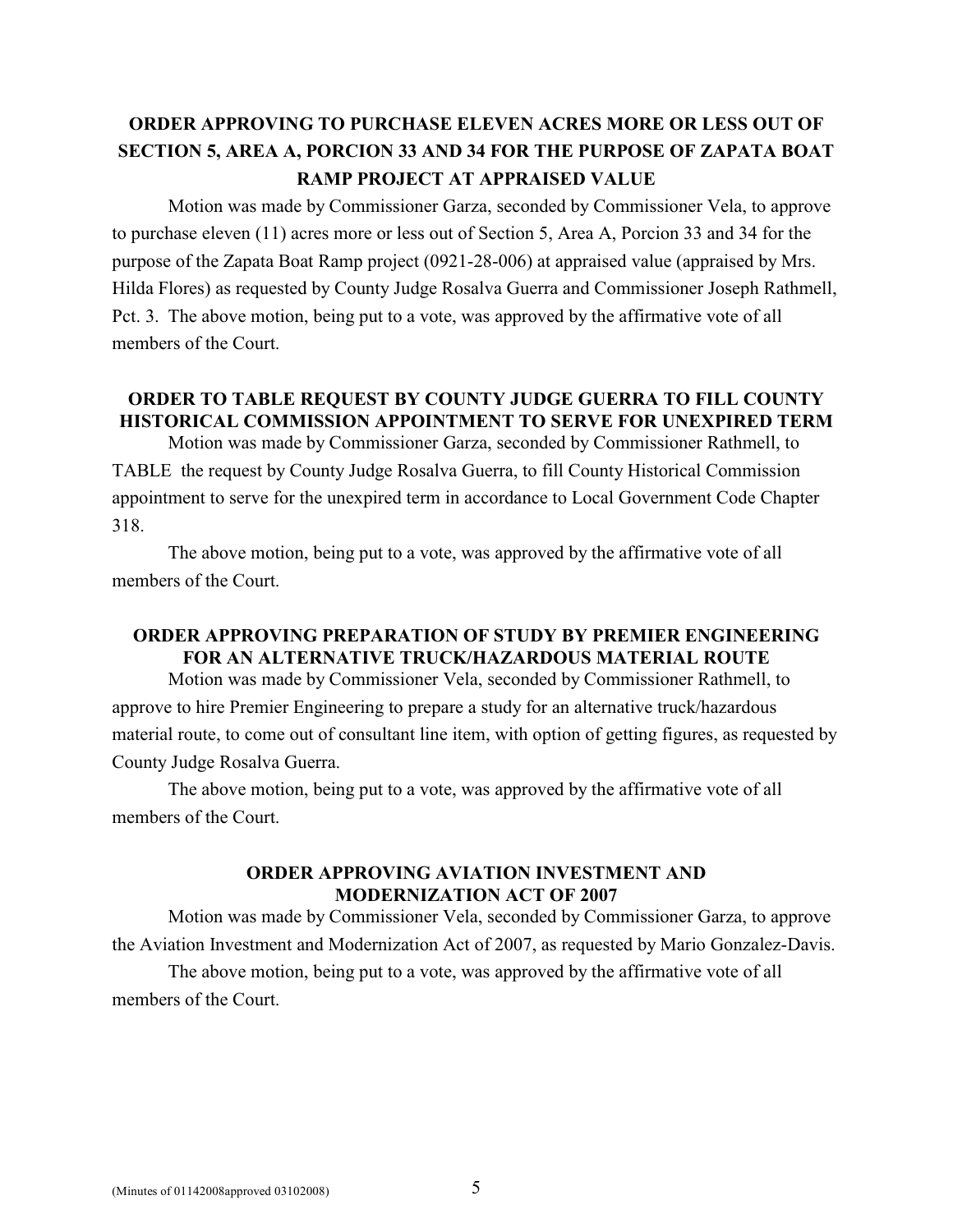**ORDER APPROVING TO PURCHASE ELEVEN ACRES MORE OR LESS OUT OF SECTION 5, AREA A, PORCION 33 AND 34 FOR THE PURPOSE OF ZAPATA BOAT RAMP PROJECT AT APPRAISED VALUE**

Motion was made by Commissioner Garza, seconded by Commissioner Vela, to approve to purchase eleven (11) acres more or less out of Section 5, Area A, Porcion 33 and 34 for the purpose of the Zapata Boat Ramp project (0921-28-006) at appraised value (appraised by Mrs. Hilda Flores) as requested by County Judge Rosalva Guerra and Commissioner Joseph Rathmell, Pct. 3. The above motion, being put to a vote, was approved by the affirmative vote of all members of the Court.

**ORDER TO TABLE REQUEST BY COUNTY JUDGE GUERRA TO FILL COUNTY HISTORICAL COMMISSION APPOINTMENT TO SERVE FOR UNEXPIRED TERM**

Motion was made by Commissioner Garza, seconded by Commissioner Rathmell, to TABLE the request by County Judge Rosalva Guerra, to fill County Historical Commission appointment to serve for the unexpired term in accordance to Local Government Code Chapter 318.

The above motion, being put to a vote, was approved by the affirmative vote of all members of the Court.

**ORDER APPROVING PREPARATION OF STUDY BY PREMIER ENGINEERING FOR AN ALTERNATIVE TRUCK/HAZARDOUS MATERIAL ROUTE**

Motion was made by Commissioner Vela, seconded by Commissioner Rathmell, to approve to hire Premier Engineering to prepare a study for an alternative truck/hazardous material route, to come out of consultant line item, with option of getting figures, as requested by County Judge Rosalva Guerra.

The above motion, being put to a vote, was approved by the affirmative vote of all members of the Court.

**ORDER APPROVING AVIATION INVESTMENT AND MODERNIZATION ACT OF 2007**

Motion was made by Commissioner Vela, seconded by Commissioner Garza, to approve the Aviation Investment and Modernization Act of 2007, as requested by Mario Gonzalez-Davis.

The above motion, being put to a vote, was approved by the affirmative vote of all members of the Court.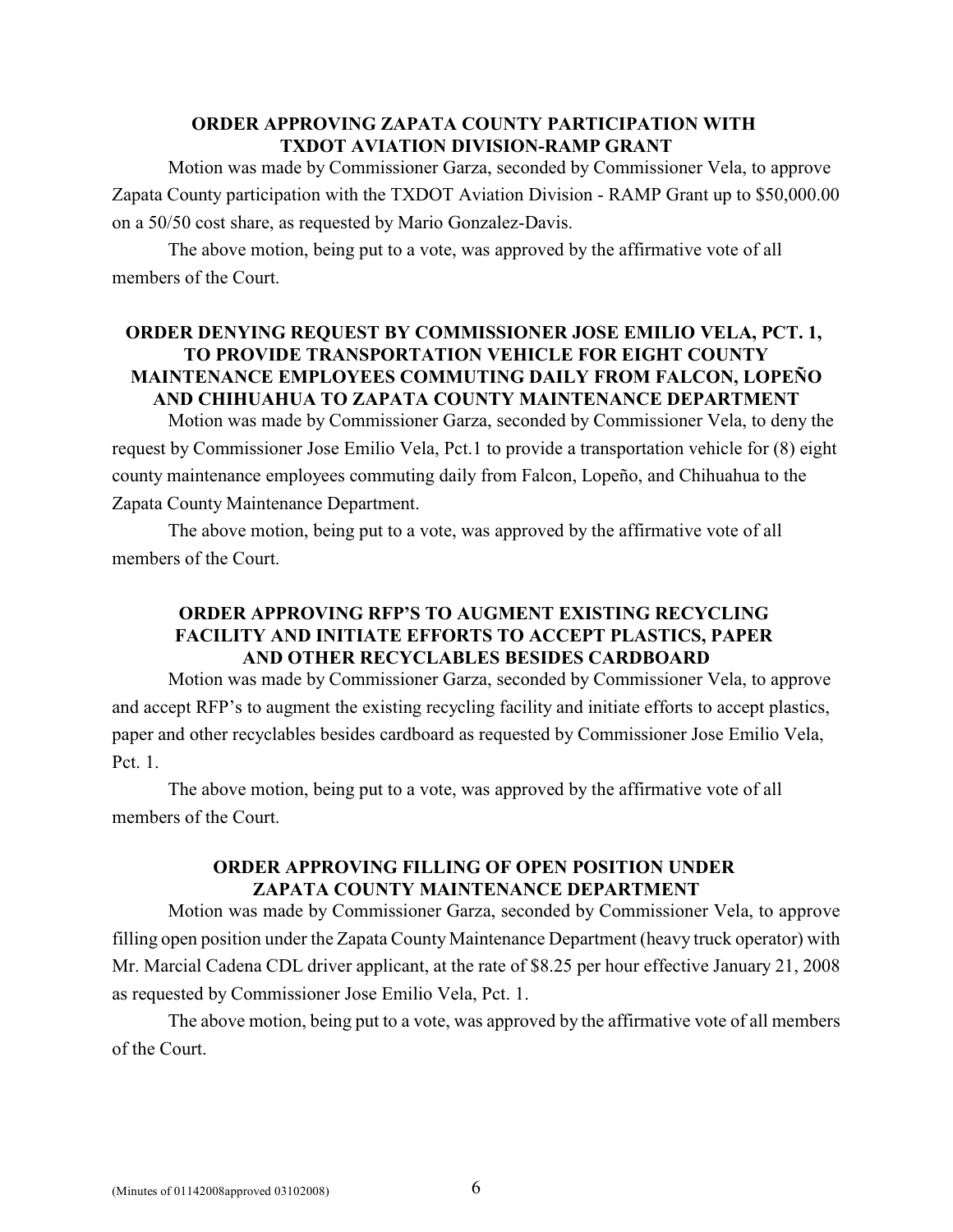**ORDER APPROVING ZAPATA COUNTY PARTICIPATION WITH TXDOT AVIATION DIVISION-RAMP GRANT**

Motion was made by Commissioner Garza, seconded by Commissioner Vela, to approve Zapata County participation with the TXDOT Aviation Division - RAMP Grant up to $50,000.00 on a 50/50 cost share, as requested by Mario Gonzalez-Davis.

The above motion, being put to a vote, was approved by the affirmative vote of all members of the Court.

**ORDER DENYING REQUEST BY COMMISSIONER JOSE EMILIO VELA, PCT. 1, TO PROVIDE TRANSPORTATION VEHICLE FOR EIGHT COUNTY MAINTENANCE EMPLOYEES COMMUTING DAILY FROM FALCON, LOPEÑO AND CHIHUAHUA TO ZAPATA COUNTY MAINTENANCE DEPARTMENT**

Motion was made by Commissioner Garza, seconded by Commissioner Vela, to deny the request by Commissioner Jose Emilio Vela, Pct.1 to provide a transportation vehicle for (8) eight county maintenance employees commuting daily from Falcon, Lopeño, and Chihuahua to the Zapata County Maintenance Department.

The above motion, being put to a vote, was approved by the affirmative vote of all members of the Court.

**ORDER APPROVING RFP'S TO AUGMENT EXISTING RECYCLING FACILITY AND INITIATE EFFORTS TO ACCEPT PLASTICS, PAPER AND OTHER RECYCLABLES BESIDES CARDBOARD**

Motion was made by Commissioner Garza, seconded by Commissioner Vela, to approve and accept RFP's to augment the existing recycling facility and initiate efforts to accept plastics, paper and other recyclables besides cardboard as requested by Commissioner Jose Emilio Vela, Pct. 1.

The above motion, being put to a vote, was approved by the affirmative vote of all members of the Court.

**ORDER APPROVING FILLING OF OPEN POSITION UNDER ZAPATA COUNTY MAINTENANCE DEPARTMENT**

Motion was made by Commissioner Garza, seconded by Commissioner Vela, to approve filling open position under the Zapata County Maintenance Department (heavy truck operator) with Mr. Marcial Cadena CDL driver applicant, at the rate of $8.25 per hour effective January 21, 2008 as requested by Commissioner Jose Emilio Vela, Pct. 1.

The above motion, being put to a vote, was approved by the affirmative vote of all members of the Court.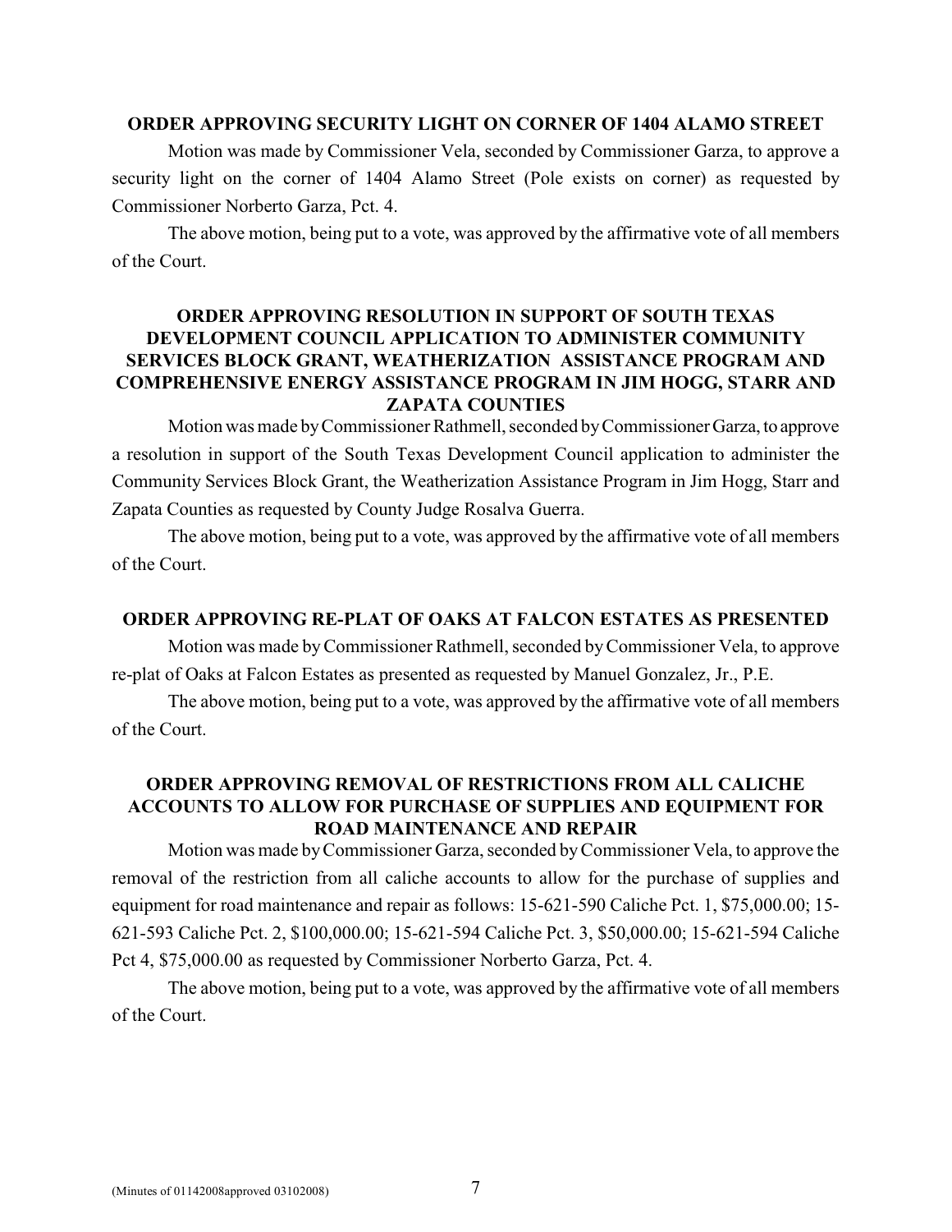### ORDER APPROVING SECURITY LIGHT ON CORNER OF 1404 ALAMO STREET

Motion was made by Commissioner Vela, seconded by Commissioner Garza, to approve a security light on the corner of 1404 Alamo Street (Pole exists on corner) as requested by Commissioner Norberto Garza, Pct. 4.

The above motion, being put to a vote, was approved by the affirmative vote of all members of the Court.

### ORDER APPROVING RESOLUTION IN SUPPORT OF SOUTH TEXAS DEVELOPMENT COUNCIL APPLICATION TO ADMINISTER COMMUNITY SERVICES BLOCK GRANT, WEATHERIZATION ASSISTANCE PROGRAM AND COMPREHENSIVE ENERGY ASSISTANCE PROGRAM IN JIM HOGG, STARR AND ZAPATA COUNTIES

Motion was made by Commissioner Rathmell, seconded by Commissioner Garza, to approve a resolution in support of the South Texas Development Council application to administer the Community Services Block Grant, the Weatherization Assistance Program in Jim Hogg, Starr and Zapata Counties as requested by County Judge Rosalva Guerra.

The above motion, being put to a vote, was approved by the affirmative vote of all members of the Court.

### ORDER APPROVING RE-PLAT OF OAKS AT FALCON ESTATES AS PRESENTED

Motion was made by Commissioner Rathmell, seconded by Commissioner Vela, to approve re-plat of Oaks at Falcon Estates as presented as requested by Manuel Gonzalez, Jr., P.E.

The above motion, being put to a vote, was approved by the affirmative vote of all members of the Court.

### ORDER APPROVING REMOVAL OF RESTRICTIONS FROM ALL CALICHE ACCOUNTS TO ALLOW FOR PURCHASE OF SUPPLIES AND EQUIPMENT FOR ROAD MAINTENANCE AND REPAIR

Motion was made by Commissioner Garza, seconded by Commissioner Vela, to approve the removal of the restriction from all caliche accounts to allow for the purchase of supplies and equipment for road maintenance and repair as follows: 15-621-590 Caliche Pct. 1, $75,000.00; 15-621-593 Caliche Pct. 2, $100,000.00; 15-621-594 Caliche Pct. 3, $50,000.00; 15-621-594 Caliche Pct 4, $75,000.00 as requested by Commissioner Norberto Garza, Pct. 4.

The above motion, being put to a vote, was approved by the affirmative vote of all members of the Court.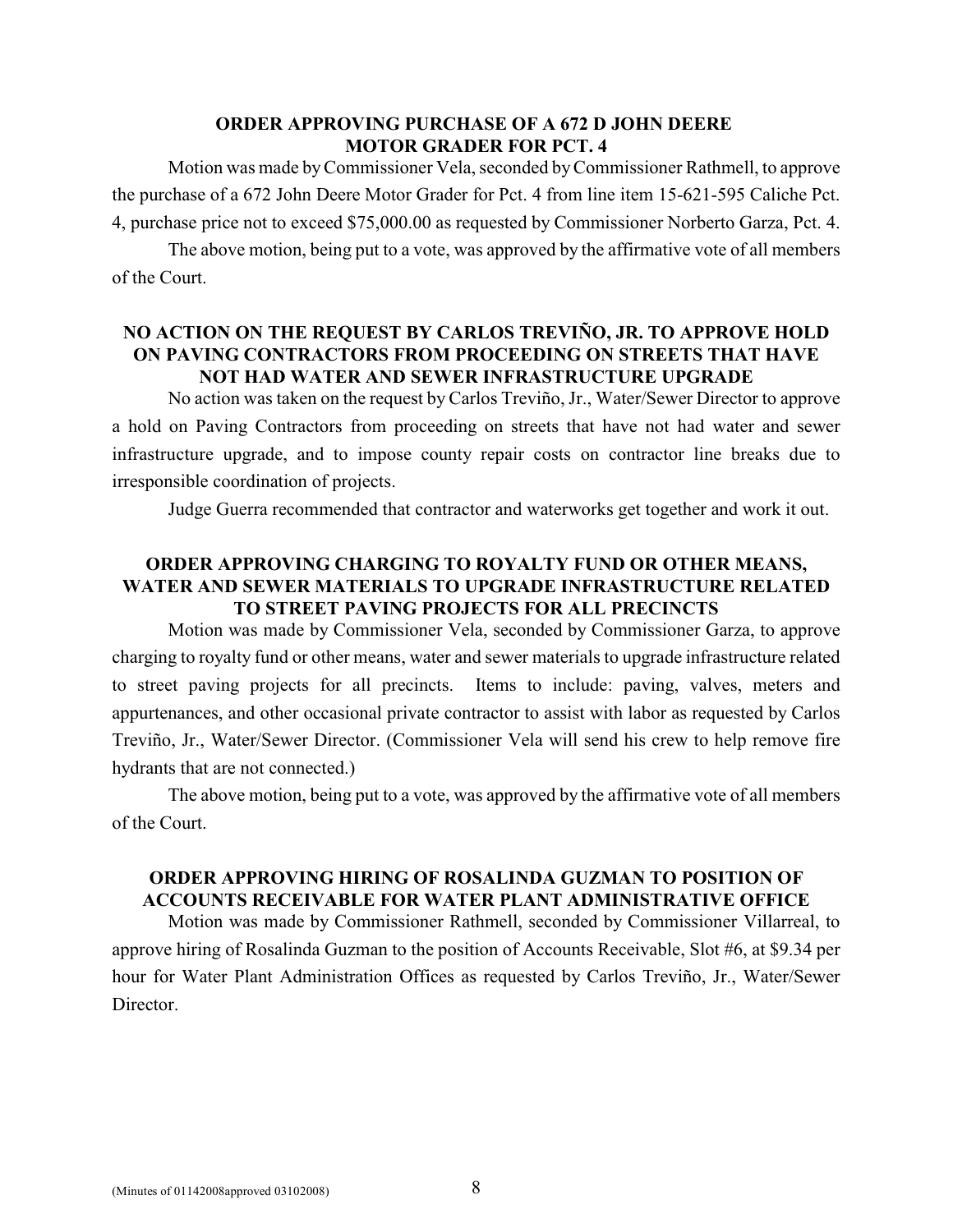**ORDER APPROVING PURCHASE OF A 672 D JOHN DEERE MOTOR GRADER FOR PCT. 4**

Motion was made by Commissioner Vela, seconded by Commissioner Rathmell, to approve the purchase of a 672 John Deere Motor Grader for Pct. 4 from line item 15-621-595 Caliche Pct. 4, purchase price not to exceed $75,000.00 as requested by Commissioner Norberto Garza, Pct. 4.

The above motion, being put to a vote, was approved by the affirmative vote of all members of the Court.

**NO ACTION ON THE REQUEST BY CARLOS TREVIÑO, JR. TO APPROVE HOLD ON PAVING CONTRACTORS FROM PROCEEDING ON STREETS THAT HAVE NOT HAD WATER AND SEWER INFRASTRUCTURE UPGRADE**

No action was taken on the request by Carlos Treviño, Jr., Water/Sewer Director to approve a hold on Paving Contractors from proceeding on streets that have not had water and sewer infrastructure upgrade, and to impose county repair costs on contractor line breaks due to irresponsible coordination of projects.

Judge Guerra recommended that contractor and waterworks get together and work it out.

**ORDER APPROVING CHARGING TO ROYALTY FUND OR OTHER MEANS, WATER AND SEWER MATERIALS TO UPGRADE INFRASTRUCTURE RELATED TO STREET PAVING PROJECTS FOR ALL PRECINCTS**

Motion was made by Commissioner Vela, seconded by Commissioner Garza, to approve charging to royalty fund or other means, water and sewer materials to upgrade infrastructure related to street paving projects for all precincts. Items to include: paving, valves, meters and appurtenances, and other occasional private contractor to assist with labor as requested by Carlos Treviño, Jr., Water/Sewer Director. (Commissioner Vela will send his crew to help remove fire hydrants that are not connected.)

The above motion, being put to a vote, was approved by the affirmative vote of all members of the Court.

**ORDER APPROVING HIRING OF ROSALINDA GUZMAN TO POSITION OF ACCOUNTS RECEIVABLE FOR WATER PLANT ADMINISTRATIVE OFFICE**

Motion was made by Commissioner Rathmell, seconded by Commissioner Villarreal, to approve hiring of Rosalinda Guzman to the position of Accounts Receivable, Slot #6, at $9.34 per hour for Water Plant Administration Offices as requested by Carlos Treviño, Jr., Water/Sewer Director.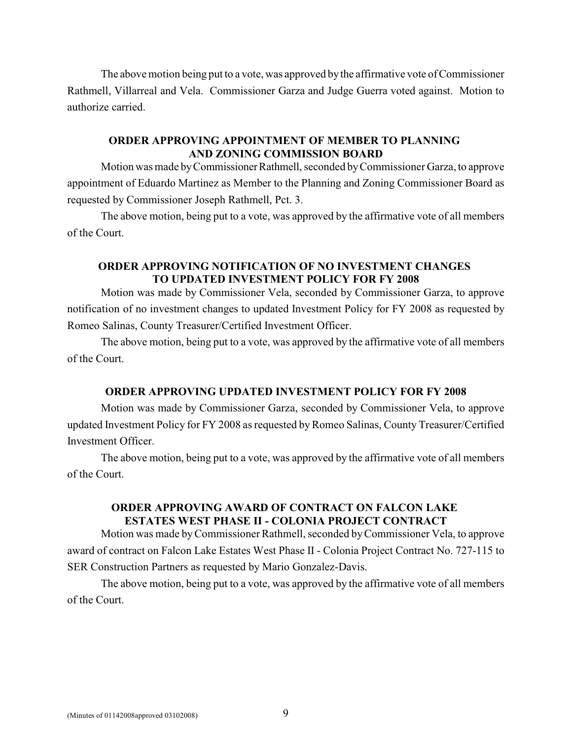The above motion being put to a vote, was approved by the affirmative vote of Commissioner Rathmell, Villarreal and Vela. Commissioner Garza and Judge Guerra voted against. Motion to authorize carried.

### ORDER APPROVING APPOINTMENT OF MEMBER TO PLANNING AND ZONING COMMISSION BOARD

Motion was made by Commissioner Rathmell, seconded by Commissioner Garza, to approve appointment of Eduardo Martinez as Member to the Planning and Zoning Commissioner Board as requested by Commissioner Joseph Rathmell, Pct. 3.

The above motion, being put to a vote, was approved by the affirmative vote of all members of the Court.

### ORDER APPROVING NOTIFICATION OF NO INVESTMENT CHANGES TO UPDATED INVESTMENT POLICY FOR FY 2008

Motion was made by Commissioner Vela, seconded by Commissioner Garza, to approve notification of no investment changes to updated Investment Policy for FY 2008 as requested by Romeo Salinas, County Treasurer/Certified Investment Officer.

The above motion, being put to a vote, was approved by the affirmative vote of all members of the Court.

### ORDER APPROVING UPDATED INVESTMENT POLICY FOR FY 2008

Motion was made by Commissioner Garza, seconded by Commissioner Vela, to approve updated Investment Policy for FY 2008 as requested by Romeo Salinas, County Treasurer/Certified Investment Officer.

The above motion, being put to a vote, was approved by the affirmative vote of all members of the Court.

### ORDER APPROVING AWARD OF CONTRACT ON FALCON LAKE ESTATES WEST PHASE II - COLONIA PROJECT CONTRACT

Motion was made by Commissioner Rathmell, seconded by Commissioner Vela, to approve award of contract on Falcon Lake Estates West Phase II - Colonia Project Contract No. 727-115 to SER Construction Partners as requested by Mario Gonzalez-Davis.

The above motion, being put to a vote, was approved by the affirmative vote of all members of the Court.

(Minutes of 01142008approved 03102008)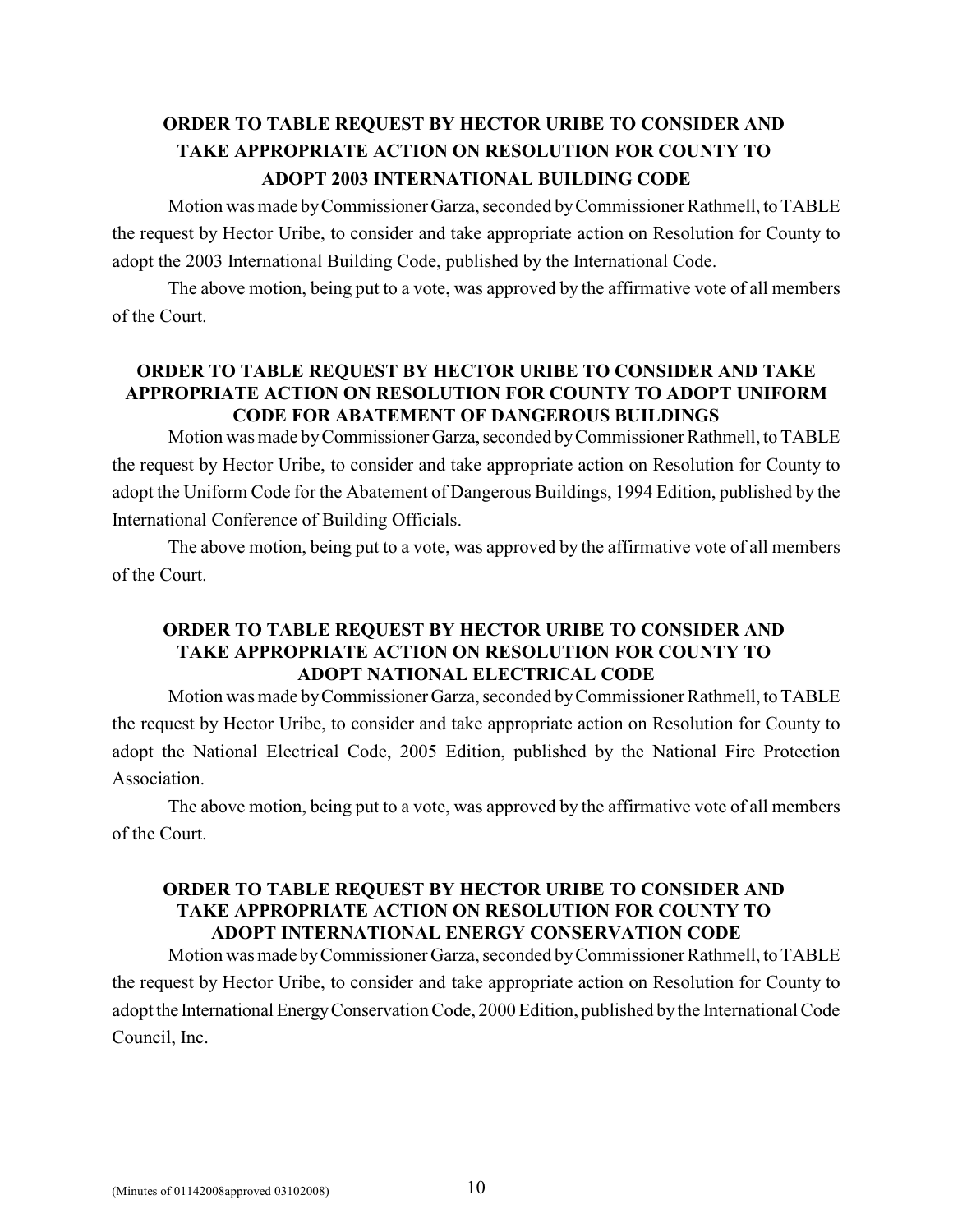## ORDER TO TABLE REQUEST BY HECTOR URIBE TO CONSIDER AND TAKE APPROPRIATE ACTION ON RESOLUTION FOR COUNTY TO ADOPT 2003 INTERNATIONAL BUILDING CODE

Motion was made by Commissioner Garza, seconded by Commissioner Rathmell, to TABLE the request by Hector Uribe, to consider and take appropriate action on Resolution for County to adopt the 2003 International Building Code, published by the International Code.

The above motion, being put to a vote, was approved by the affirmative vote of all members of the Court.

## ORDER TO TABLE REQUEST BY HECTOR URIBE TO CONSIDER AND TAKE APPROPRIATE ACTION ON RESOLUTION FOR COUNTY TO ADOPT UNIFORM CODE FOR ABATEMENT OF DANGEROUS BUILDINGS

Motion was made by Commissioner Garza, seconded by Commissioner Rathmell, to TABLE the request by Hector Uribe, to consider and take appropriate action on Resolution for County to adopt the Uniform Code for the Abatement of Dangerous Buildings, 1994 Edition, published by the International Conference of Building Officials.

The above motion, being put to a vote, was approved by the affirmative vote of all members of the Court.

## ORDER TO TABLE REQUEST BY HECTOR URIBE TO CONSIDER AND TAKE APPROPRIATE ACTION ON RESOLUTION FOR COUNTY TO ADOPT NATIONAL ELECTRICAL CODE

Motion was made by Commissioner Garza, seconded by Commissioner Rathmell, to TABLE the request by Hector Uribe, to consider and take appropriate action on Resolution for County to adopt the National Electrical Code, 2005 Edition, published by the National Fire Protection Association.

The above motion, being put to a vote, was approved by the affirmative vote of all members of the Court.

## ORDER TO TABLE REQUEST BY HECTOR URIBE TO CONSIDER AND TAKE APPROPRIATE ACTION ON RESOLUTION FOR COUNTY TO ADOPT INTERNATIONAL ENERGY CONSERVATION CODE

Motion was made by Commissioner Garza, seconded by Commissioner Rathmell, to TABLE the request by Hector Uribe, to consider and take appropriate action on Resolution for County to adopt the International Energy Conservation Code, 2000 Edition, published by the International Code Council, Inc.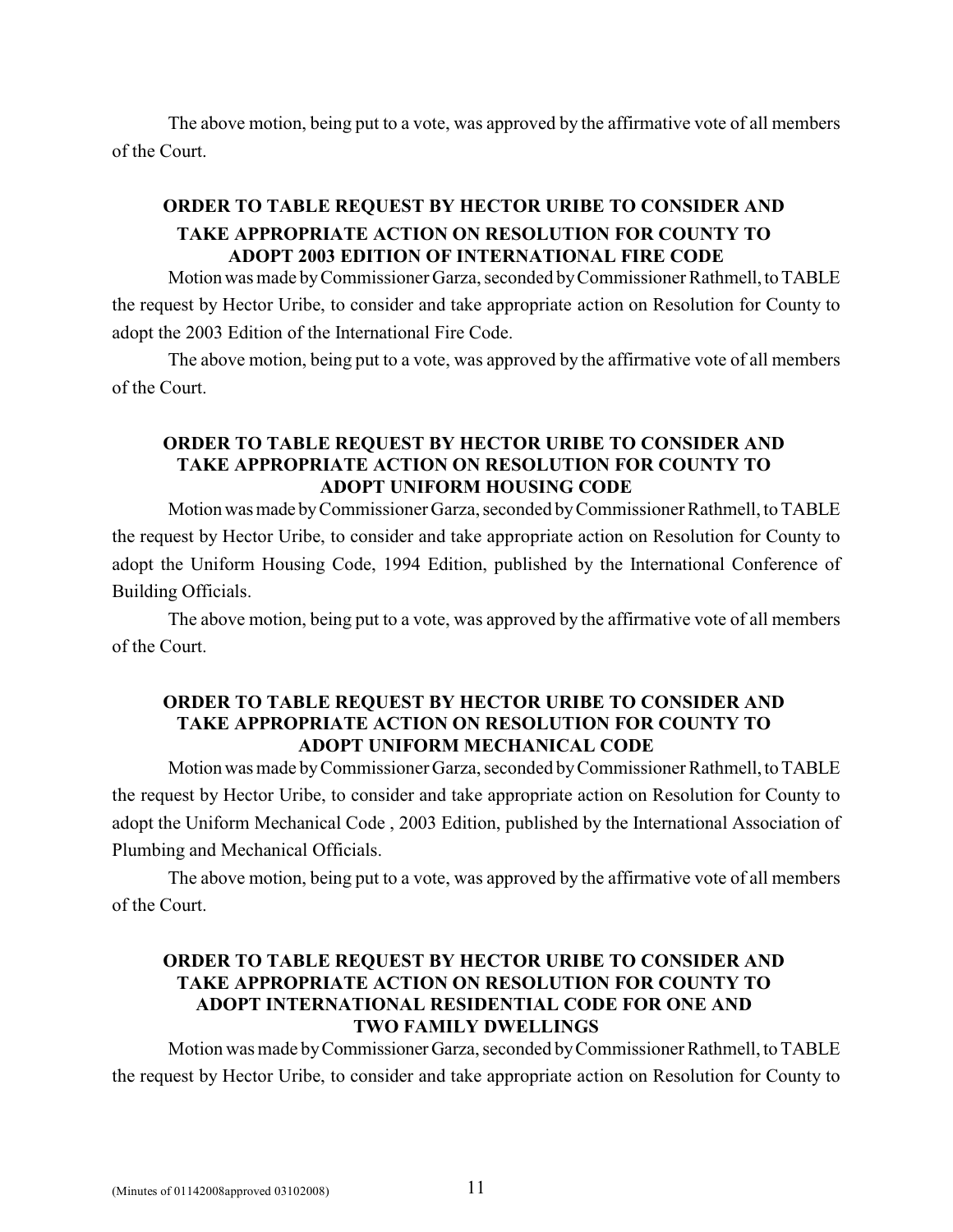The above motion, being put to a vote, was approved by the affirmative vote of all members of the Court.

**ORDER TO TABLE REQUEST BY HECTOR URIBE TO CONSIDER AND TAKE APPROPRIATE ACTION ON RESOLUTION FOR COUNTY TO ADOPT 2003 EDITION OF INTERNATIONAL FIRE CODE**

Motion was made by Commissioner Garza, seconded by Commissioner Rathmell, to TABLE the request by Hector Uribe, to consider and take appropriate action on Resolution for County to adopt the 2003 Edition of the International Fire Code.

The above motion, being put to a vote, was approved by the affirmative vote of all members of the Court.

**ORDER TO TABLE REQUEST BY HECTOR URIBE TO CONSIDER AND TAKE APPROPRIATE ACTION ON RESOLUTION FOR COUNTY TO ADOPT UNIFORM HOUSING CODE**

Motion was made by Commissioner Garza, seconded by Commissioner Rathmell, to TABLE the request by Hector Uribe, to consider and take appropriate action on Resolution for County to adopt the Uniform Housing Code, 1994 Edition, published by the International Conference of Building Officials.

The above motion, being put to a vote, was approved by the affirmative vote of all members of the Court.

**ORDER TO TABLE REQUEST BY HECTOR URIBE TO CONSIDER AND TAKE APPROPRIATE ACTION ON RESOLUTION FOR COUNTY TO ADOPT UNIFORM MECHANICAL CODE**

Motion was made by Commissioner Garza, seconded by Commissioner Rathmell, to TABLE the request by Hector Uribe, to consider and take appropriate action on Resolution for County to adopt the Uniform Mechanical Code , 2003 Edition, published by the International Association of Plumbing and Mechanical Officials.

The above motion, being put to a vote, was approved by the affirmative vote of all members of the Court.

**ORDER TO TABLE REQUEST BY HECTOR URIBE TO CONSIDER AND TAKE APPROPRIATE ACTION ON RESOLUTION FOR COUNTY TO ADOPT INTERNATIONAL RESIDENTIAL CODE FOR ONE AND TWO FAMILY DWELLINGS**

Motion was made by Commissioner Garza, seconded by Commissioner Rathmell, to TABLE the request by Hector Uribe, to consider and take appropriate action on Resolution for County to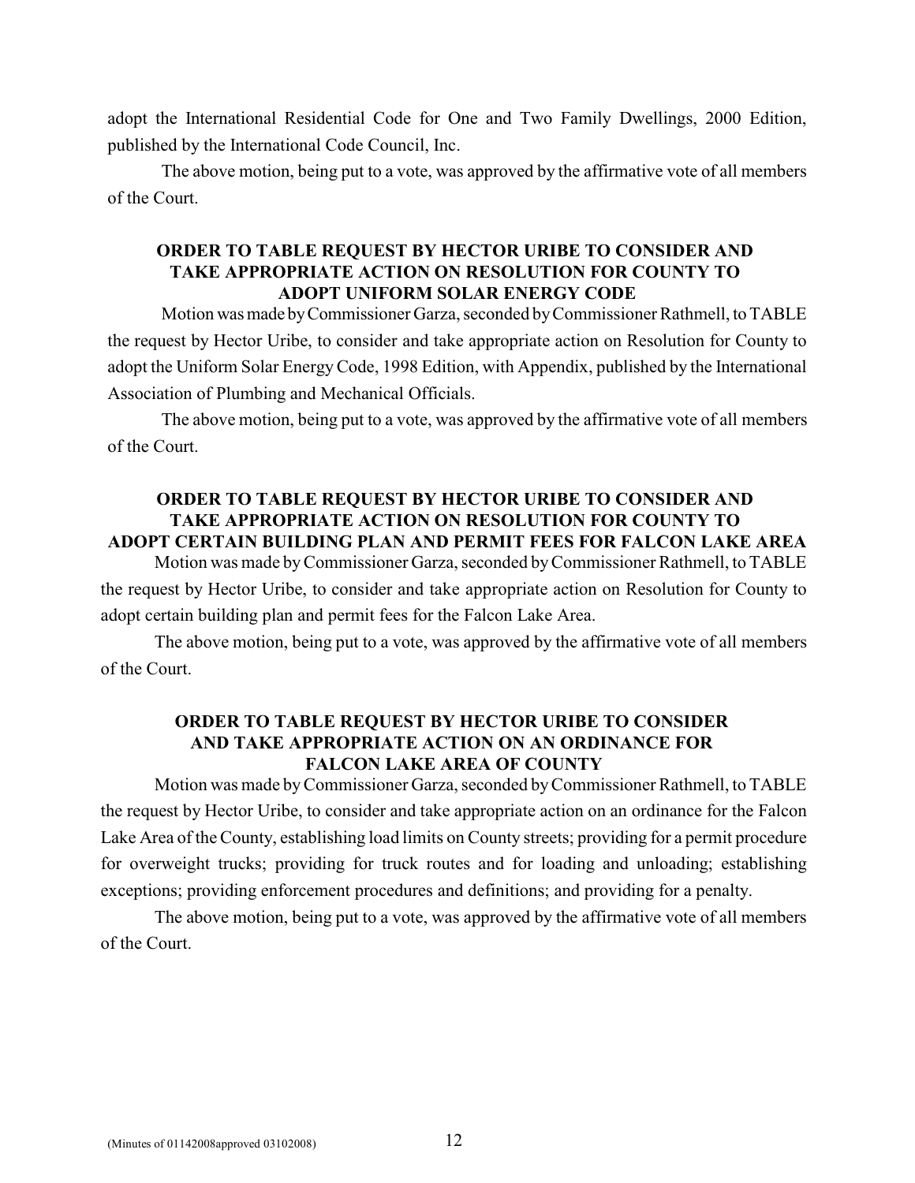adopt the International Residential Code for One and Two Family Dwellings, 2000 Edition, published by the International Code Council, Inc.

The above motion, being put to a vote, was approved by the affirmative vote of all members of the Court.

**ORDER TO TABLE REQUEST BY HECTOR URIBE TO CONSIDER AND TAKE APPROPRIATE ACTION ON RESOLUTION FOR COUNTY TO ADOPT UNIFORM SOLAR ENERGY CODE**

Motion was made by Commissioner Garza, seconded by Commissioner Rathmell, to TABLE the request by Hector Uribe, to consider and take appropriate action on Resolution for County to adopt the Uniform Solar Energy Code, 1998 Edition, with Appendix, published by the International Association of Plumbing and Mechanical Officials.

The above motion, being put to a vote, was approved by the affirmative vote of all members of the Court.

**ORDER TO TABLE REQUEST BY HECTOR URIBE TO CONSIDER AND TAKE APPROPRIATE ACTION ON RESOLUTION FOR COUNTY TO ADOPT CERTAIN BUILDING PLAN AND PERMIT FEES FOR FALCON LAKE AREA**

Motion was made by Commissioner Garza, seconded by Commissioner Rathmell, to TABLE the request by Hector Uribe, to consider and take appropriate action on Resolution for County to adopt certain building plan and permit fees for the Falcon Lake Area.

The above motion, being put to a vote, was approved by the affirmative vote of all members of the Court.

**ORDER TO TABLE REQUEST BY HECTOR URIBE TO CONSIDER AND TAKE APPROPRIATE ACTION ON AN ORDINANCE FOR FALCON LAKE AREA OF COUNTY**

Motion was made by Commissioner Garza, seconded by Commissioner Rathmell, to TABLE the request by Hector Uribe, to consider and take appropriate action on an ordinance for the Falcon Lake Area of the County, establishing load limits on County streets; providing for a permit procedure for overweight trucks; providing for truck routes and for loading and unloading; establishing exceptions; providing enforcement procedures and definitions; and providing for a penalty.

The above motion, being put to a vote, was approved by the affirmative vote of all members of the Court.

(Minutes of 01142008approved 03102008)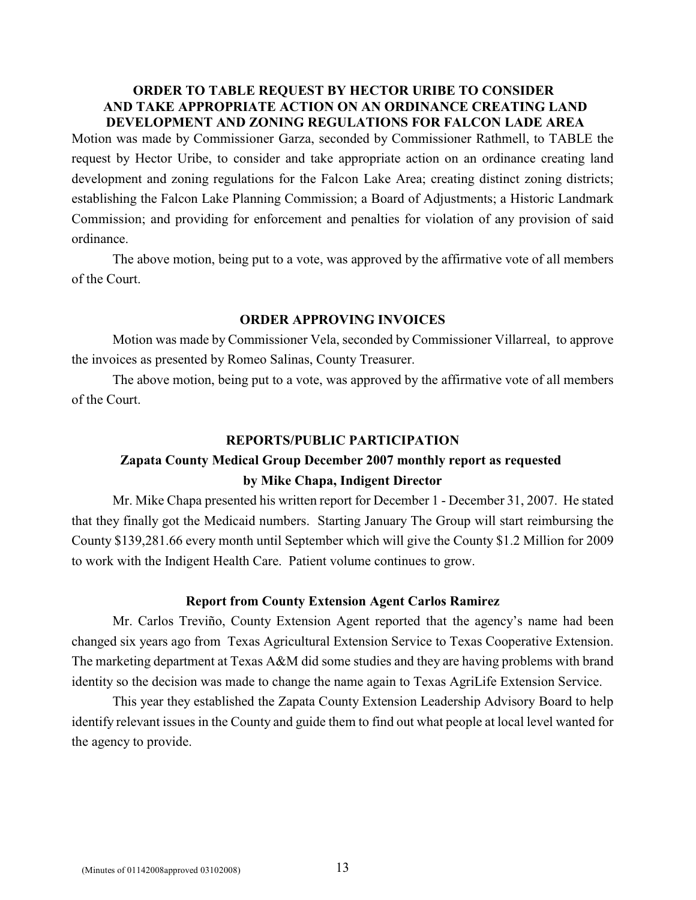**ORDER TO TABLE REQUEST BY HECTOR URIBE TO CONSIDER AND TAKE APPROPRIATE ACTION ON AN ORDINANCE CREATING LAND DEVELOPMENT AND ZONING REGULATIONS FOR FALCON LADE AREA**

Motion was made by Commissioner Garza, seconded by Commissioner Rathmell, to TABLE the request by Hector Uribe, to consider and take appropriate action on an ordinance creating land development and zoning regulations for the Falcon Lake Area; creating distinct zoning districts; establishing the Falcon Lake Planning Commission; a Board of Adjustments; a Historic Landmark Commission; and providing for enforcement and penalties for violation of any provision of said ordinance.

The above motion, being put to a vote, was approved by the affirmative vote of all members of the Court.

**ORDER APPROVING INVOICES**

Motion was made by Commissioner Vela, seconded by Commissioner Villarreal, to approve the invoices as presented by Romeo Salinas, County Treasurer.

The above motion, being put to a vote, was approved by the affirmative vote of all members of the Court.

**REPORTS/PUBLIC PARTICIPATION**

**Zapata County Medical Group December 2007 monthly report as requested by Mike Chapa, Indigent Director**

Mr. Mike Chapa presented his written report for December 1 - December 31, 2007. He stated that they finally got the Medicaid numbers. Starting January The Group will start reimbursing the County $139,281.66 every month until September which will give the County $1.2 Million for 2009 to work with the Indigent Health Care. Patient volume continues to grow.

**Report from County Extension Agent Carlos Ramirez**

Mr. Carlos Treviño, County Extension Agent reported that the agency's name had been changed six years ago from Texas Agricultural Extension Service to Texas Cooperative Extension. The marketing department at Texas A&M did some studies and they are having problems with brand identity so the decision was made to change the name again to Texas AgriLife Extension Service.

This year they established the Zapata County Extension Leadership Advisory Board to help identify relevant issues in the County and guide them to find out what people at local level wanted for the agency to provide.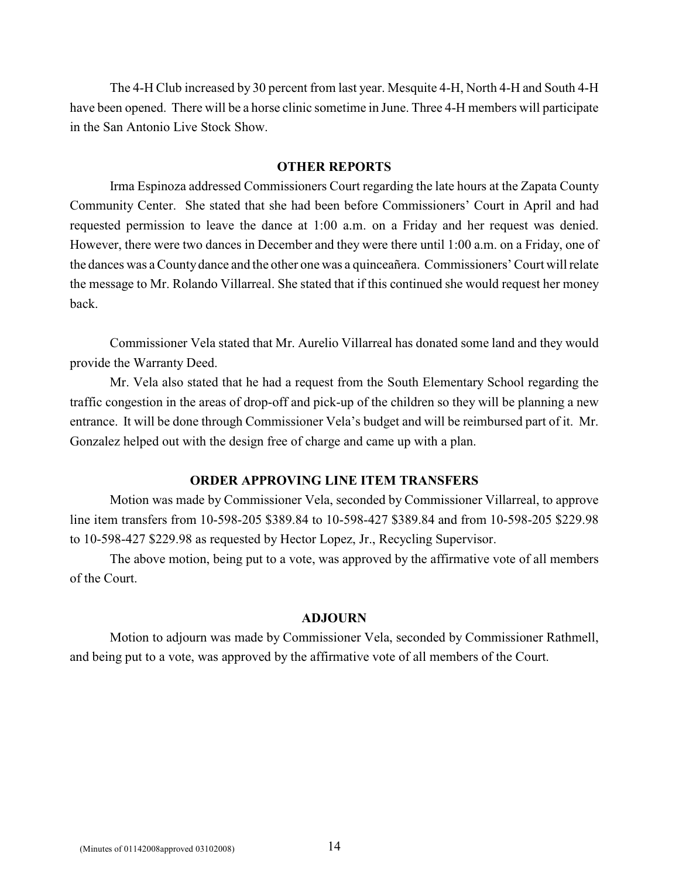The 4-H Club increased by 30 percent from last year. Mesquite 4-H, North 4-H and South 4-H have been opened. There will be a horse clinic sometime in June. Three 4-H members will participate in the San Antonio Live Stock Show.

## OTHER REPORTS

Irma Espinoza addressed Commissioners Court regarding the late hours at the Zapata County Community Center. She stated that she had been before Commissioners' Court in April and had requested permission to leave the dance at 1:00 a.m. on a Friday and her request was denied. However, there were two dances in December and they were there until 1:00 a.m. on a Friday, one of the dances was a County dance and the other one was a quinceañera. Commissioners' Court will relate the message to Mr. Rolando Villarreal. She stated that if this continued she would request her money back.

Commissioner Vela stated that Mr. Aurelio Villarreal has donated some land and they would provide the Warranty Deed.

Mr. Vela also stated that he had a request from the South Elementary School regarding the traffic congestion in the areas of drop-off and pick-up of the children so they will be planning a new entrance. It will be done through Commissioner Vela's budget and will be reimbursed part of it. Mr. Gonzalez helped out with the design free of charge and came up with a plan.

## ORDER APPROVING LINE ITEM TRANSFERS

Motion was made by Commissioner Vela, seconded by Commissioner Villarreal, to approve line item transfers from 10-598-205 $389.84 to 10-598-427 $389.84 and from 10-598-205 $229.98 to 10-598-427 $229.98 as requested by Hector Lopez, Jr., Recycling Supervisor.

The above motion, being put to a vote, was approved by the affirmative vote of all members of the Court.

## ADJOURN

Motion to adjourn was made by Commissioner Vela, seconded by Commissioner Rathmell, and being put to a vote, was approved by the affirmative vote of all members of the Court.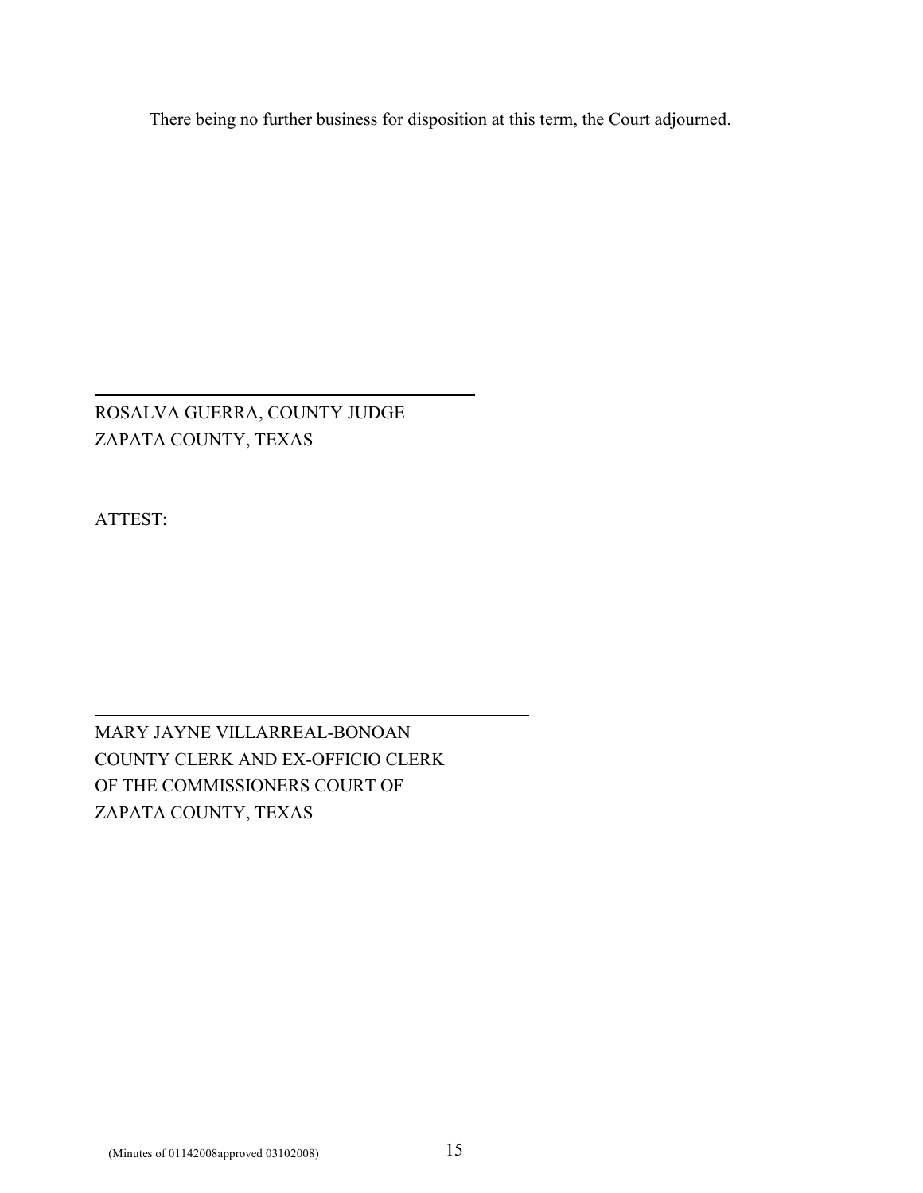There being no further business for disposition at this term, the Court adjourned.

\_\_\_\_\_\_\_\_\_\_\_\_\_\_\_\_\_\_\_\_\_\_\_\_\_\_\_\_\_\_\_\_\_\_\_\_\_\_\_\_

ROSALVA GUERRA, COUNTY JUDGE
ZAPATA COUNTY, TEXAS

ATTEST:

\_\_\_\_\_\_\_\_\_\_\_\_\_\_\_\_\_\_\_\_\_\_\_\_\_\_\_\_\_\_\_\_\_\_\_\_\_\_\_\_\_\_\_\_\_

MARY JAYNE VILLARREAL-BONOAN
COUNTY CLERK AND EX-OFFICIO CLERK
OF THE COMMISSIONERS COURT OF
ZAPATA COUNTY, TEXAS

(Minutes of 01142008approved 03102008)